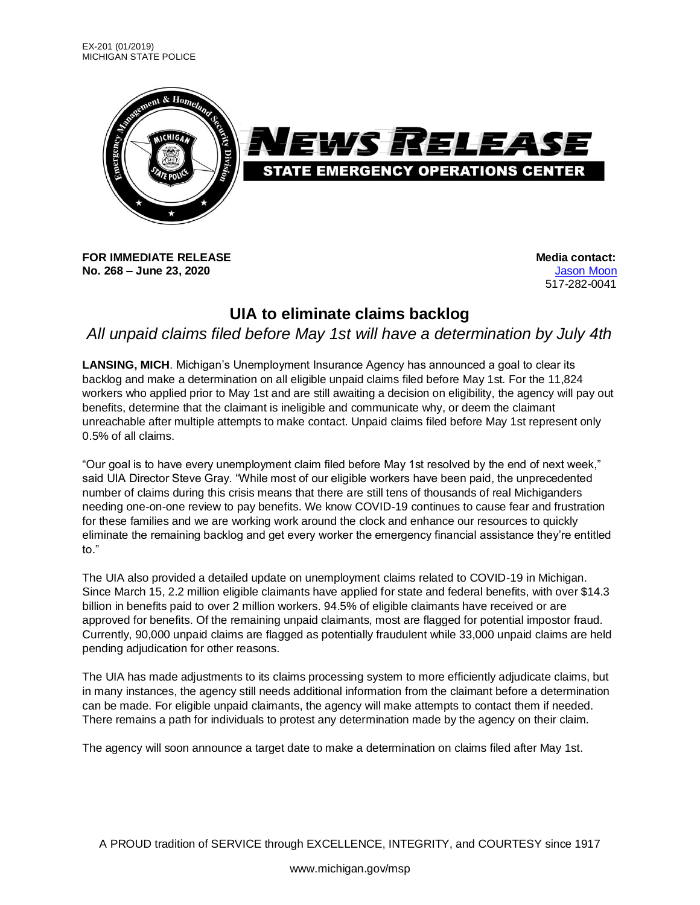EX-201 (01/2019)
MICHIGAN STATE POLICE

NEWS RELEASE
STATE EMERGENCY OPERATIONS CENTER

**FOR IMMEDIATE RELEASE**
**No. 268 – June 23, 2020**

**Media contact:**
Jason Moon
517-282-0041

# UIA to eliminate claims backlog

*All unpaid claims filed before May 1st will have a determination by July 4th*

**LANSING, MICH**. Michigan's Unemployment Insurance Agency has announced a goal to clear its backlog and make a determination on all eligible unpaid claims filed before May 1st. For the 11,824 workers who applied prior to May 1st and are still awaiting a decision on eligibility, the agency will pay out benefits, determine that the claimant is ineligible and communicate why, or deem the claimant unreachable after multiple attempts to make contact. Unpaid claims filed before May 1st represent only 0.5% of all claims.

"Our goal is to have every unemployment claim filed before May 1st resolved by the end of next week," said UIA Director Steve Gray. "While most of our eligible workers have been paid, the unprecedented number of claims during this crisis means that there are still tens of thousands of real Michiganders needing one-on-one review to pay benefits. We know COVID-19 continues to cause fear and frustration for these families and we are working work around the clock and enhance our resources to quickly eliminate the remaining backlog and get every worker the emergency financial assistance they're entitled to."

The UIA also provided a detailed update on unemployment claims related to COVID-19 in Michigan. Since March 15, 2.2 million eligible claimants have applied for state and federal benefits, with over $14.3 billion in benefits paid to over 2 million workers. 94.5% of eligible claimants have received or are approved for benefits. Of the remaining unpaid claimants, most are flagged for potential impostor fraud. Currently, 90,000 unpaid claims are flagged as potentially fraudulent while 33,000 unpaid claims are held pending adjudication for other reasons.

The UIA has made adjustments to its claims processing system to more efficiently adjudicate claims, but in many instances, the agency still needs additional information from the claimant before a determination can be made. For eligible unpaid claimants, the agency will make attempts to contact them if needed. There remains a path for individuals to protest any determination made by the agency on their claim.

The agency will soon announce a target date to make a determination on claims filed after May 1st.

A PROUD tradition of SERVICE through EXCELLENCE, INTEGRITY, and COURTESY since 1917

www.michigan.gov/msp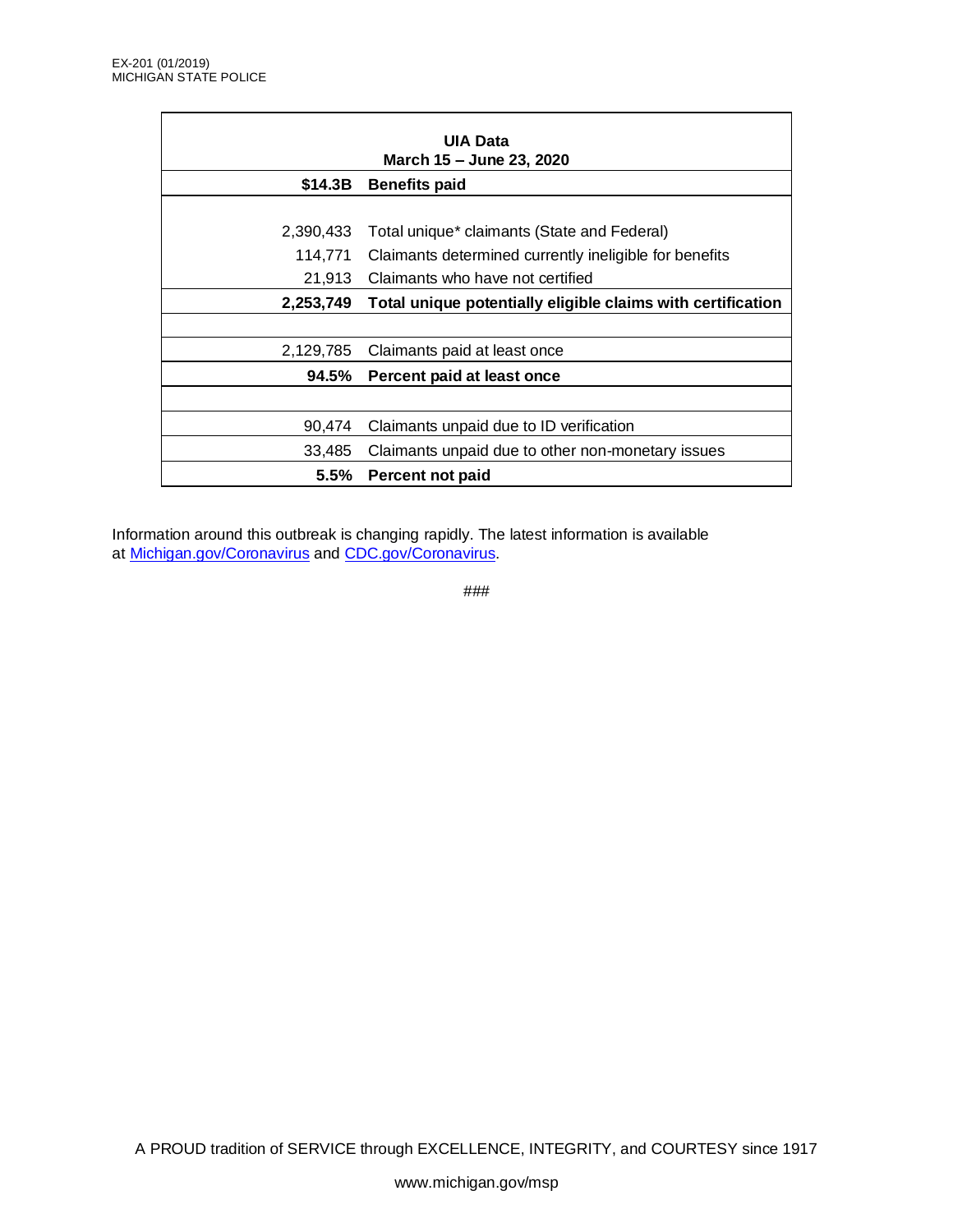EX-201 (01/2019)
MICHIGAN STATE POLICE

| | |
|---|---|
| **UIA Data**<br>**March 15 – June 23, 2020** | |
| **$14.3B** | **Benefits paid** |
| | |
| 2,390,433 | Total unique* claimants (State and Federal) |
| 114,771 | Claimants determined currently ineligible for benefits |
| 21,913 | Claimants who have not certified |
| **2,253,749** | **Total unique potentially eligible claims with certification** |
| | |
| 2,129,785 | Claimants paid at least once |
| **94.5%** | **Percent paid at least once** |
| | |
| 90,474 | Claimants unpaid due to ID verification |
| 33,485 | Claimants unpaid due to other non-monetary issues |
| **5.5%** | **Percent not paid** |

Information around this outbreak is changing rapidly. The latest information is available at Michigan.gov/Coronavirus and CDC.gov/Coronavirus.

###

A PROUD tradition of SERVICE through EXCELLENCE, INTEGRITY, and COURTESY since 1917

www.michigan.gov/msp